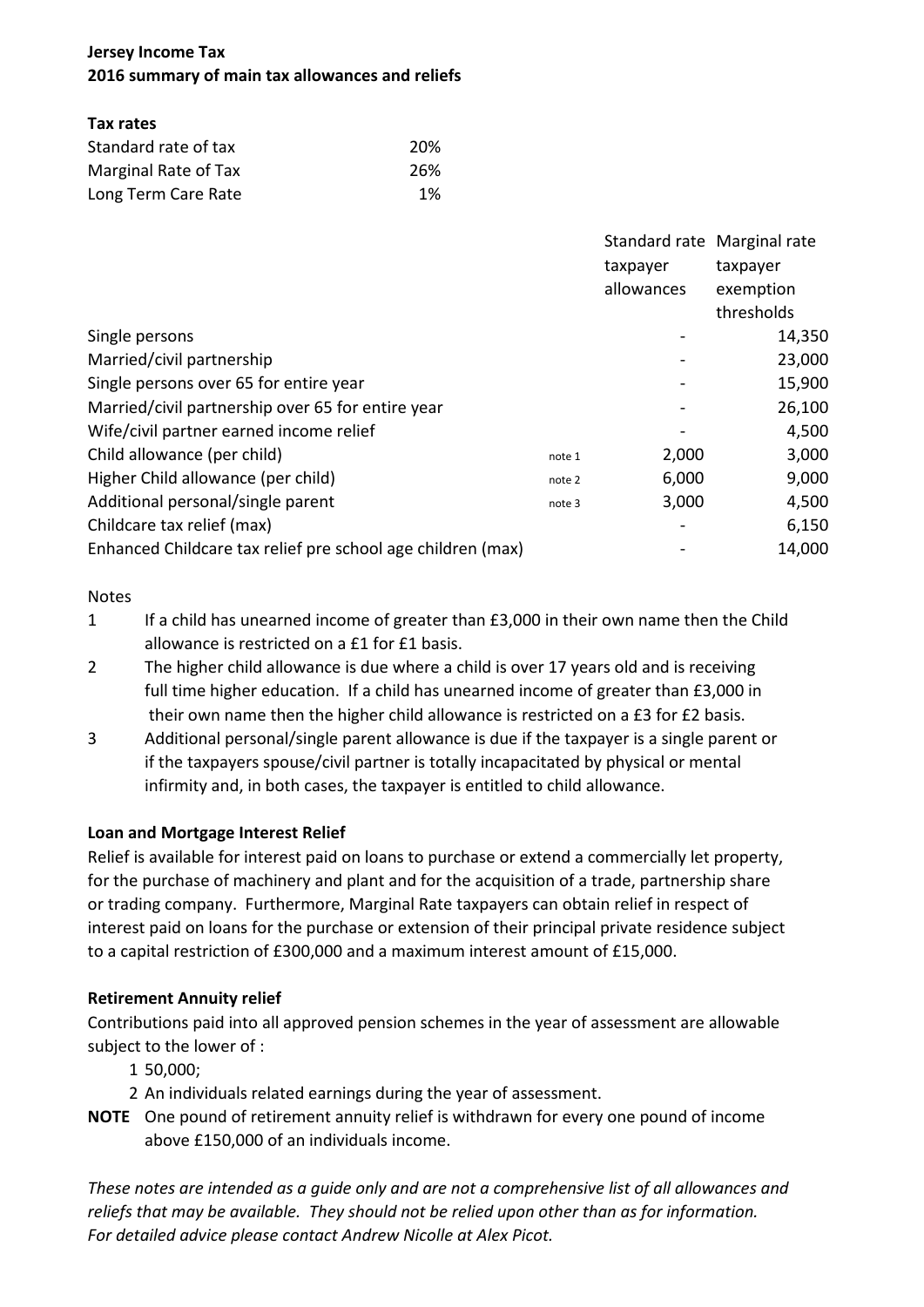**Jersey Income Tax**
**2016 summary of main tax allowances and reliefs**

**Tax rates**

| | |
|---|---|
| Standard rate of tax | 20% |
| Marginal Rate of Tax | 26% |
| Long Term Care Rate | 1% |

| | | Standard rate taxpayer allowances | Marginal rate taxpayer exemption thresholds |
|---|---|---|---|
| Single persons | | - | 14,350 |
| Married/civil partnership | | - | 23,000 |
| Single persons over 65 for entire year | | - | 15,900 |
| Married/civil partnership over 65 for entire year | | - | 26,100 |
| Wife/civil partner earned income relief | | - | 4,500 |
| Child allowance (per child) | note 1 | 2,000 | 3,000 |
| Higher Child allowance (per child) | note 2 | 6,000 | 9,000 |
| Additional personal/single parent | note 3 | 3,000 | 4,500 |
| Childcare tax relief (max) | | - | 6,150 |
| Enhanced Childcare tax relief pre school age children (max) | | - | 14,000 |

Notes

1. If a child has unearned income of greater than £3,000 in their own name then the Child allowance is restricted on a £1 for £1 basis.
2. The higher child allowance is due where a child is over 17 years old and is receiving full time higher education. If a child has unearned income of greater than £3,000 in their own name then the higher child allowance is restricted on a £3 for £2 basis.
3. Additional personal/single parent allowance is due if the taxpayer is a single parent or if the taxpayers spouse/civil partner is totally incapacitated by physical or mental infirmity and, in both cases, the taxpayer is entitled to child allowance.

**Loan and Mortgage Interest Relief**

Relief is available for interest paid on loans to purchase or extend a commercially let property, for the purchase of machinery and plant and for the acquisition of a trade, partnership share or trading company. Furthermore, Marginal Rate taxpayers can obtain relief in respect of interest paid on loans for the purchase or extension of their principal private residence subject to a capital restriction of £300,000 and a maximum interest amount of £15,000.

**Retirement Annuity relief**

Contributions paid into all approved pension schemes in the year of assessment are allowable subject to the lower of :

1. 50,000;
2. An individuals related earnings during the year of assessment.

**NOTE** One pound of retirement annuity relief is withdrawn for every one pound of income above £150,000 of an individuals income.

*These notes are intended as a guide only and are not a comprehensive list of all allowances and reliefs that may be available. They should not be relied upon other than as for information. For detailed advice please contact Andrew Nicolle at Alex Picot.*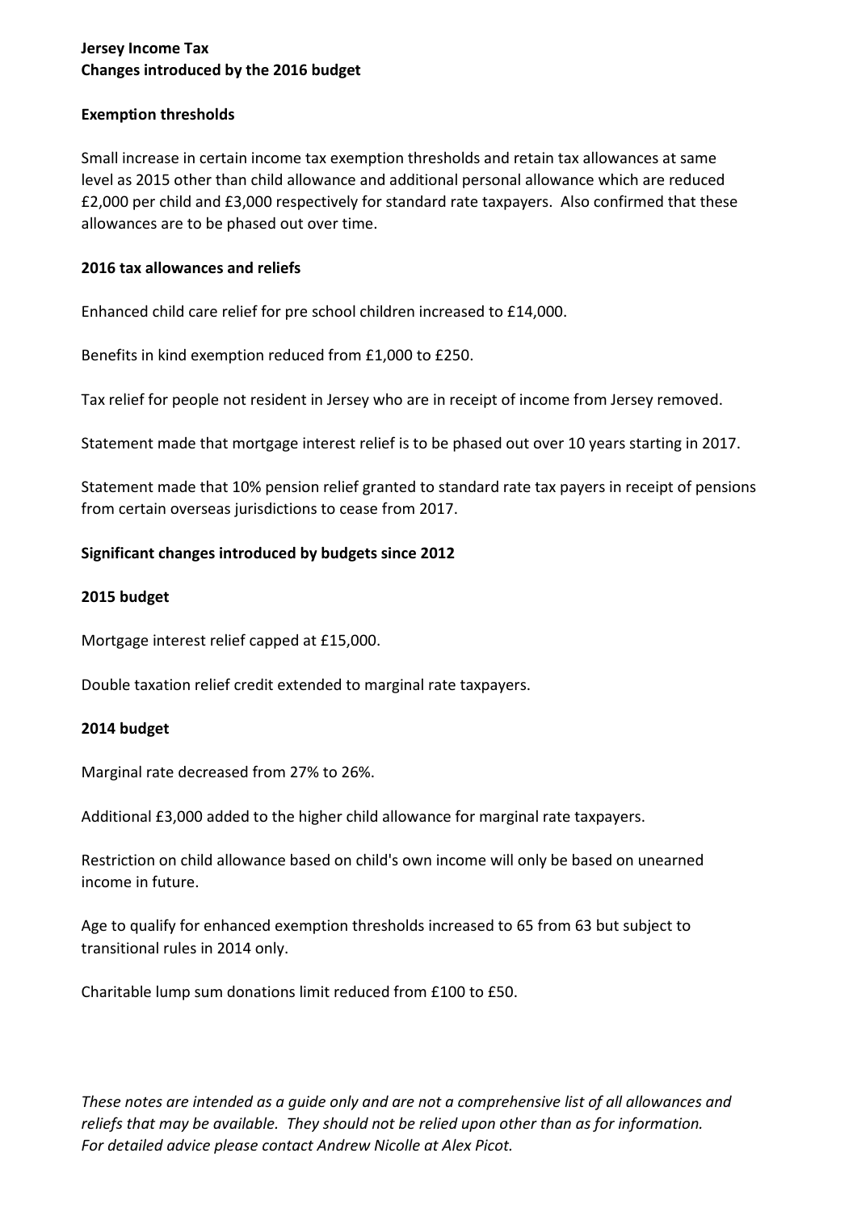**Jersey Income Tax**
**Changes introduced by the 2016 budget**

**Exemption thresholds**

Small increase in certain income tax exemption thresholds and retain tax allowances at same level as 2015 other than child allowance and additional personal allowance which are reduced £2,000 per child and £3,000 respectively for standard rate taxpayers. Also confirmed that these allowances are to be phased out over time.

**2016 tax allowances and reliefs**

Enhanced child care relief for pre school children increased to £14,000.

Benefits in kind exemption reduced from £1,000 to £250.

Tax relief for people not resident in Jersey who are in receipt of income from Jersey removed.

Statement made that mortgage interest relief is to be phased out over 10 years starting in 2017.

Statement made that 10% pension relief granted to standard rate tax payers in receipt of pensions from certain overseas jurisdictions to cease from 2017.

**Significant changes introduced by budgets since 2012**

**2015 budget**

Mortgage interest relief capped at £15,000.

Double taxation relief credit extended to marginal rate taxpayers.

**2014 budget**

Marginal rate decreased from 27% to 26%.

Additional £3,000 added to the higher child allowance for marginal rate taxpayers.

Restriction on child allowance based on child's own income will only be based on unearned income in future.

Age to qualify for enhanced exemption thresholds increased to 65 from 63 but subject to transitional rules in 2014 only.

Charitable lump sum donations limit reduced from £100 to £50.

*These notes are intended as a guide only and are not a comprehensive list of all allowances and reliefs that may be available. They should not be relied upon other than as for information. For detailed advice please contact Andrew Nicolle at Alex Picot.*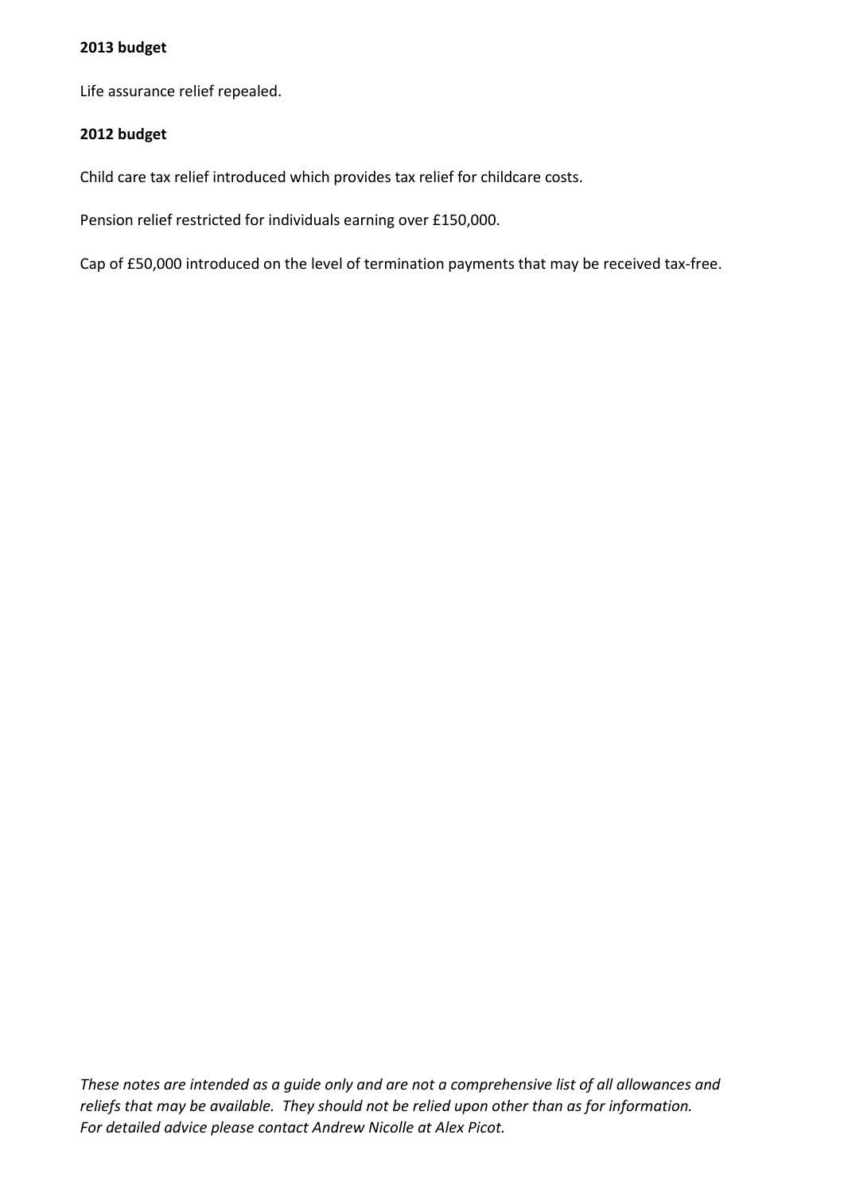**2013 budget**

Life assurance relief repealed.

**2012 budget**

Child care tax relief introduced which provides tax relief for childcare costs.

Pension relief restricted for individuals earning over £150,000.

Cap of £50,000 introduced on the level of termination payments that may be received tax-free.

*These notes are intended as a guide only and are not a comprehensive list of all allowances and reliefs that may be available. They should not be relied upon other than as for information. For detailed advice please contact Andrew Nicolle at Alex Picot.*